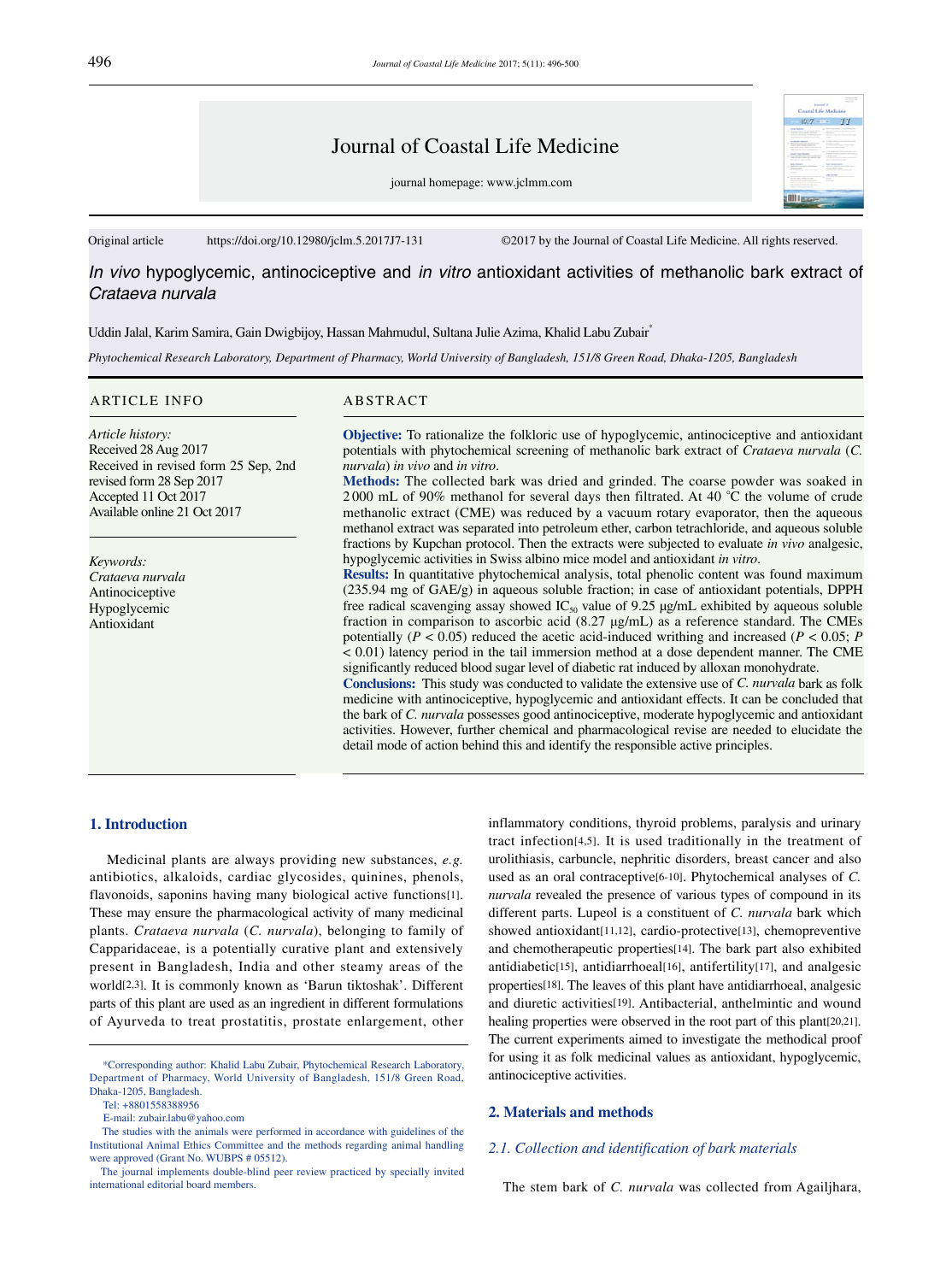Journal of Coastal Life Medicine

journal homepage: www.jclmm.com

Original article https://doi.org/10.12980/jclm.5.2017J7-131 ©2017 by the Journal of Coastal Life Medicine. All rights reserved.

# *In vivo* hypoglycemic, antinociceptive and *in vitro* antioxidant activities of methanolic bark extract of *Crataeva nurvala*

Uddin Jalal, Karim Samira, Gain Dwigbijoy, Hassan Mahmudul, Sultana Julie Azima, Khalid Labu Zubair*

*Phytochemical Research Laboratory, Department of Pharmacy, World University of Bangladesh, 151/8 Green Road, Dhaka-1205, Bangladesh*

## ARTICLE INFO

*Article history:*
Received 28 Aug 2017
Received in revised form 25 Sep, 2nd revised form 28 Sep 2017
Accepted 11 Oct 2017
Available online 21 Oct 2017

*Keywords:*
*Crataeva nurvala*
Antinociceptive
Hypoglycemic
Antioxidant

## ABSTRACT

**Objective:** To rationalize the folkloric use of hypoglycemic, antinociceptive and antioxidant potentials with phytochemical screening of methanolic bark extract of *Crataeva nurvala* (*C. nurvala*) *in vivo* and *in vitro*.

**Methods:** The collected bark was dried and grinded. The coarse powder was soaked in 2 000 mL of 90% methanol for several days then filtrated. At 40 °C the volume of crude methanolic extract (CME) was reduced by a vacuum rotary evaporator, then the aqueous methanol extract was separated into petroleum ether, carbon tetrachloride, and aqueous soluble fractions by Kupchan protocol. Then the extracts were subjected to evaluate *in vivo* analgesic, hypoglycemic activities in Swiss albino mice model and antioxidant *in vitro*.

**Results:** In quantitative phytochemical analysis, total phenolic content was found maximum (235.94 mg of GAE/g) in aqueous soluble fraction; in case of antioxidant potentials, DPPH free radical scavenging assay showed $IC_{50}$ value of 9.25 μg/mL exhibited by aqueous soluble fraction in comparison to ascorbic acid (8.27 μg/mL) as a reference standard. The CMEs potentially ($P < 0.05$) reduced the acetic acid-induced writhing and increased ($P < 0.05$; $P < 0.01$) latency period in the tail immersion method at a dose dependent manner. The CME significantly reduced blood sugar level of diabetic rat induced by alloxan monohydrate.

**Conclusions:** This study was conducted to validate the extensive use of *C. nurvala* bark as folk medicine with antinociceptive, hypoglycemic and antioxidant effects. It can be concluded that the bark of *C. nurvala* possesses good antinociceptive, moderate hypoglycemic and antioxidant activities. However, further chemical and pharmacological revise are needed to elucidate the detail mode of action behind this and identify the responsible active principles.

## 1. Introduction

Medicinal plants are always providing new substances, *e.g.* antibiotics, alkaloids, cardiac glycosides, quinines, phenols, flavonoids, saponins having many biological active functions[1]. These may ensure the pharmacological activity of many medicinal plants. *Crataeva nurvala* (*C. nurvala*), belonging to family of Capparidaceae, is a potentially curative plant and extensively present in Bangladesh, India and other steamy areas of the world[2,3]. It is commonly known as 'Barun tiktoshak'. Different parts of this plant are used as an ingredient in different formulations of Ayurveda to treat prostatitis, prostate enlargement, other inflammatory conditions, thyroid problems, paralysis and urinary tract infection[4,5]. It is used traditionally in the treatment of urolithiasis, carbuncle, nephritic disorders, breast cancer and also used as an oral contraceptive[6-10]. Phytochemical analyses of *C. nurvala* revealed the presence of various types of compound in its different parts. Lupeol is a constituent of *C. nurvala* bark which showed antioxidant[11,12], cardio-protective[13], chemopreventive and chemotherapeutic properties[14]. The bark part also exhibited antidiabetic[15], antidiarrhoeal[16], antifertility[17], and analgesic properties[18]. The leaves of this plant have antidiarrhoeal, analgesic and diuretic activities[19]. Antibacterial, anthelmintic and wound healing properties were observed in the root part of this plant[20,21]. The current experiments aimed to investigate the methodical proof for using it as folk medicinal values as antioxidant, hypoglycemic, antinociceptive activities.

## 2. Materials and methods

### 2.1. Collection and identification of bark materials

The stem bark of *C. nurvala* was collected from Agailjhara,

*Corresponding author: Khalid Labu Zubair, Phytochemical Research Laboratory, Department of Pharmacy, World University of Bangladesh, 151/8 Green Road, Dhaka-1205, Bangladesh.

Tel: +8801558388956

E-mail: zubair.labu@yahoo.com

The studies with the animals were performed in accordance with guidelines of the Institutional Animal Ethics Committee and the methods regarding animal handling were approved (Grant No. WUBPS # 05512).

The journal implements double-blind peer review practiced by specially invited international editorial board members.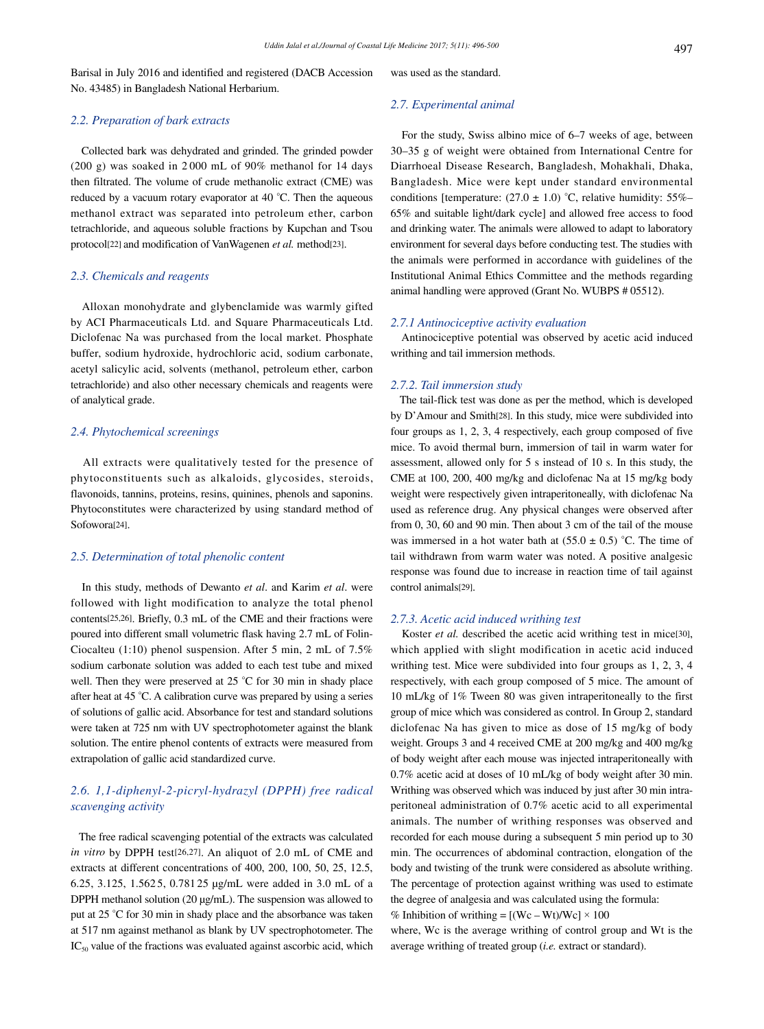Barisal in July 2016 and identified and registered (DACB Accession No. 43485) in Bangladesh National Herbarium.

### *2.2. Preparation of bark extracts*

Collected bark was dehydrated and grinded. The grinded powder (200 g) was soaked in 2 000 mL of 90% methanol for 14 days then filtrated. The volume of crude methanolic extract (CME) was reduced by a vacuum rotary evaporator at 40 °C. Then the aqueous methanol extract was separated into petroleum ether, carbon tetrachloride, and aqueous soluble fractions by Kupchan and Tsou protocol[22] and modification of VanWagenen *et al.* method[23].

### *2.3. Chemicals and reagents*

Alloxan monohydrate and glybenclamide was warmly gifted by ACI Pharmaceuticals Ltd. and Square Pharmaceuticals Ltd. Diclofenac Na was purchased from the local market. Phosphate buffer, sodium hydroxide, hydrochloric acid, sodium carbonate, acetyl salicylic acid, solvents (methanol, petroleum ether, carbon tetrachloride) and also other necessary chemicals and reagents were of analytical grade.

### *2.4. Phytochemical screenings*

All extracts were qualitatively tested for the presence of phytoconstituents such as alkaloids, glycosides, steroids, flavonoids, tannins, proteins, resins, quinines, phenols and saponins. Phytoconstitutes were characterized by using standard method of Sofowora[24].

### *2.5. Determination of total phenolic content*

In this study, methods of Dewanto *et al*. and Karim *et al*. were followed with light modification to analyze the total phenol contents[25,26]. Briefly, 0.3 mL of the CME and their fractions were poured into different small volumetric flask having 2.7 mL of Folin-Ciocalteu (1:10) phenol suspension. After 5 min, 2 mL of 7.5% sodium carbonate solution was added to each test tube and mixed well. Then they were preserved at 25 °C for 30 min in shady place after heat at 45 °C. A calibration curve was prepared by using a series of solutions of gallic acid. Absorbance for test and standard solutions were taken at 725 nm with UV spectrophotometer against the blank solution. The entire phenol contents of extracts were measured from extrapolation of gallic acid standardized curve.

### *2.6. 1,1-diphenyl-2-picryl-hydrazyl (DPPH) free radical scavenging activity*

The free radical scavenging potential of the extracts was calculated *in vitro* by DPPH test[26,27]. An aliquot of 2.0 mL of CME and extracts at different concentrations of 400, 200, 100, 50, 25, 12.5, 6.25, 3.125, 1.562 5, 0.781 25 µg/mL were added in 3.0 mL of a DPPH methanol solution (20 µg/mL). The suspension was allowed to put at 25 °C for 30 min in shady place and the absorbance was taken at 517 nm against methanol as blank by UV spectrophotometer. The $IC_{50}$ value of the fractions was evaluated against ascorbic acid, which was used as the standard.

### *2.7. Experimental animal*

For the study, Swiss albino mice of 6–7 weeks of age, between 30–35 g of weight were obtained from International Centre for Diarrhoeal Disease Research, Bangladesh, Mohakhali, Dhaka, Bangladesh. Mice were kept under standard environmental conditions [temperature: (27.0 ± 1.0) °C, relative humidity: 55%–65% and suitable light/dark cycle] and allowed free access to food and drinking water. The animals were allowed to adapt to laboratory environment for several days before conducting test. The studies with the animals were performed in accordance with guidelines of the Institutional Animal Ethics Committee and the methods regarding animal handling were approved (Grant No. WUBPS # 05512).

#### *2.7.1 Antinociceptive activity evaluation*

Antinociceptive potential was observed by acetic acid induced writhing and tail immersion methods.

#### *2.7.2. Tail immersion study*

The tail-flick test was done as per the method, which is developed by D'Amour and Smith[28]. In this study, mice were subdivided into four groups as 1, 2, 3, 4 respectively, each group composed of five mice. To avoid thermal burn, immersion of tail in warm water for assessment, allowed only for 5 s instead of 10 s. In this study, the CME at 100, 200, 400 mg/kg and diclofenac Na at 15 mg/kg body weight were respectively given intraperitoneally, with diclofenac Na used as reference drug. Any physical changes were observed after from 0, 30, 60 and 90 min. Then about 3 cm of the tail of the mouse was immersed in a hot water bath at (55.0 ± 0.5) °C. The time of tail withdrawn from warm water was noted. A positive analgesic response was found due to increase in reaction time of tail against control animals[29].

#### *2.7.3. Acetic acid induced writhing test*

Koster *et al.* described the acetic acid writhing test in mice[30], which applied with slight modification in acetic acid induced writhing test. Mice were subdivided into four groups as 1, 2, 3, 4 respectively, with each group composed of 5 mice. The amount of 10 mL/kg of 1% Tween 80 was given intraperitoneally to the first group of mice which was considered as control. In Group 2, standard diclofenac Na has given to mice as dose of 15 mg/kg of body weight. Groups 3 and 4 received CME at 200 mg/kg and 400 mg/kg of body weight after each mouse was injected intraperitoneally with 0.7% acetic acid at doses of 10 mL/kg of body weight after 30 min. Writhing was observed which was induced by just after 30 min intra-peritoneal administration of 0.7% acetic acid to all experimental animals. The number of writhing responses was observed and recorded for each mouse during a subsequent 5 min period up to 30 min. The occurrences of abdominal contraction, elongation of the body and twisting of the trunk were considered as absolute writhing. The percentage of protection against writhing was used to estimate the degree of analgesia and was calculated using the formula:

$$\% \text{ Inhibition of writhing} = [(W_c - W_t)/W_c] \times 100$$

where, Wc is the average writhing of control group and Wt is the average writhing of treated group (*i.e.* extract or standard).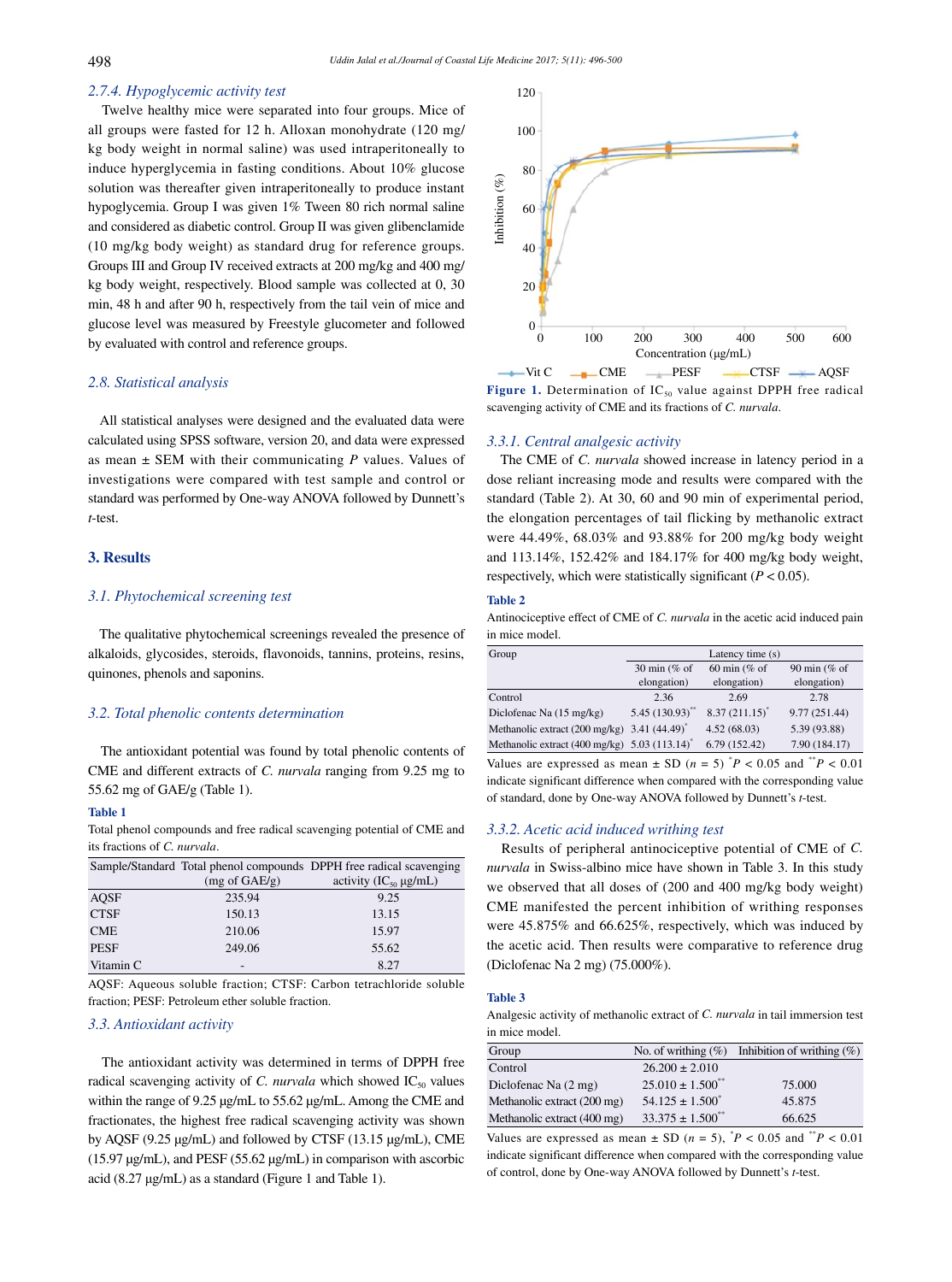### 2.7.4. Hypoglycemic activity test

Twelve healthy mice were separated into four groups. Mice of all groups were fasted for 12 h. Alloxan monohydrate (120 mg/kg body weight in normal saline) was used intraperitoneally to induce hyperglycemia in fasting conditions. About 10% glucose solution was thereafter given intraperitoneally to produce instant hypoglycemia. Group I was given 1% Tween 80 rich normal saline and considered as diabetic control. Group II was given glibenclamide (10 mg/kg body weight) as standard drug for reference groups. Groups III and Group IV received extracts at 200 mg/kg and 400 mg/kg body weight, respectively. Blood sample was collected at 0, 30 min, 48 h and after 90 h, respectively from the tail vein of mice and glucose level was measured by Freestyle glucometer and followed by evaluated with control and reference groups.

## 2.8. Statistical analysis

All statistical analyses were designed and the evaluated data were calculated using SPSS software, version 20, and data were expressed as mean ± SEM with their communicating $P$ values. Values of investigations were compared with test sample and control or standard was performed by One-way ANOVA followed by Dunnett's $t$-test.

# 3. Results

## 3.1. Phytochemical screening test

The qualitative phytochemical screenings revealed the presence of alkaloids, glycosides, steroids, flavonoids, tannins, proteins, resins, quinones, phenols and saponins.

## 3.2. Total phenolic contents determination

The antioxidant potential was found by total phenolic contents of CME and different extracts of *C. nurvala* ranging from 9.25 mg to 55.62 mg of GAE/g (Table 1).

**Table 1**

Total phenol compounds and free radical scavenging potential of CME and its fractions of *C. nurvala*.

| Sample/Standard | Total phenol compounds (mg of GAE/g) | DPPH free radical scavenging activity ($IC_{50}$ μg/mL) |
|---|---|---|
| AQSF | 235.94 | 9.25 |
| CTSF | 150.13 | 13.15 |
| CME | 210.06 | 15.97 |
| PESF | 249.06 | 55.62 |
| Vitamin C | - | 8.27 |

AQSF: Aqueous soluble fraction; CTSF: Carbon tetrachloride soluble fraction; PESF: Petroleum ether soluble fraction.

## 3.3. Antioxidant activity

The antioxidant activity was determined in terms of DPPH free radical scavenging activity of *C. nurvala* which showed $IC_{50}$ values within the range of 9.25 μg/mL to 55.62 μg/mL. Among the CME and fractionates, the highest free radical scavenging activity was shown by AQSF (9.25 μg/mL) and followed by CTSF (13.15 μg/mL), CME (15.97 μg/mL), and PESF (55.62 μg/mL) in comparison with ascorbic acid (8.27 μg/mL) as a standard (Figure 1 and Table 1).

**Figure 1.** Determination of $IC_{50}$ value against DPPH free radical scavenging activity of CME and its fractions of *C. nurvala*.

### 3.3.1. Central analgesic activity

The CME of *C. nurvala* showed increase in latency period in a dose reliant increasing mode and results were compared with the standard (Table 2). At 30, 60 and 90 min of experimental period, the elongation percentages of tail flicking by methanolic extract were 44.49%, 68.03% and 93.88% for 200 mg/kg body weight and 113.14%, 152.42% and 184.17% for 400 mg/kg body weight, respectively, which were statistically significant ($P < 0.05$).

**Table 2**

Antinociceptive effect of CME of *C. nurvala* in the acetic acid induced pain in mice model.

| Group | Latency time (s) | | |
|---|---|---|---|
| | 30 min (% of elongation) | 60 min (% of elongation) | 90 min (% of elongation) |
| Control | 2.36 | 2.69 | 2.78 |
| Diclofenac Na (15 mg/kg) | 5.45 (130.93)** | 8.37 (211.15)* | 9.77 (251.44) |
| Methanolic extract (200 mg/kg) | 3.41 (44.49)* | 4.52 (68.03) | 5.39 (93.88) |
| Methanolic extract (400 mg/kg) | 5.03 (113.14)* | 6.79 (152.42) | 7.90 (184.17) |

Values are expressed as mean ± SD ($n$ = 5) $^{*}P < 0.05$ and $^{**}P < 0.01$ indicate significant difference when compared with the corresponding value of standard, done by One-way ANOVA followed by Dunnett's $t$-test.

### 3.3.2. Acetic acid induced writhing test

Results of peripheral antinociceptive potential of CME of *C. nurvala* in Swiss-albino mice have shown in Table 3. In this study we observed that all doses of (200 and 400 mg/kg body weight) CME manifested the percent inhibition of writhing responses were 45.875% and 66.625%, respectively, which was induced by the acetic acid. Then results were comparative to reference drug (Diclofenac Na 2 mg) (75.000%).

**Table 3**

Analgesic activity of methanolic extract of *C. nurvala* in tail immersion test in mice model.

| Group | No. of writhing (%) | Inhibition of writhing (%) |
|---|---|---|
| Control | 26.200 ± 2.010 | |
| Diclofenac Na (2 mg) | 25.010 ± 1.500** | 75.000 |
| Methanolic extract (200 mg) | 54.125 ± 1.500* | 45.875 |
| Methanolic extract (400 mg) | 33.375 ± 1.500** | 66.625 |

Values are expressed as mean ± SD ($n$ = 5), $^{*}P < 0.05$ and $^{**}P < 0.01$ indicate significant difference when compared with the corresponding value of control, done by One-way ANOVA followed by Dunnett's $t$-test.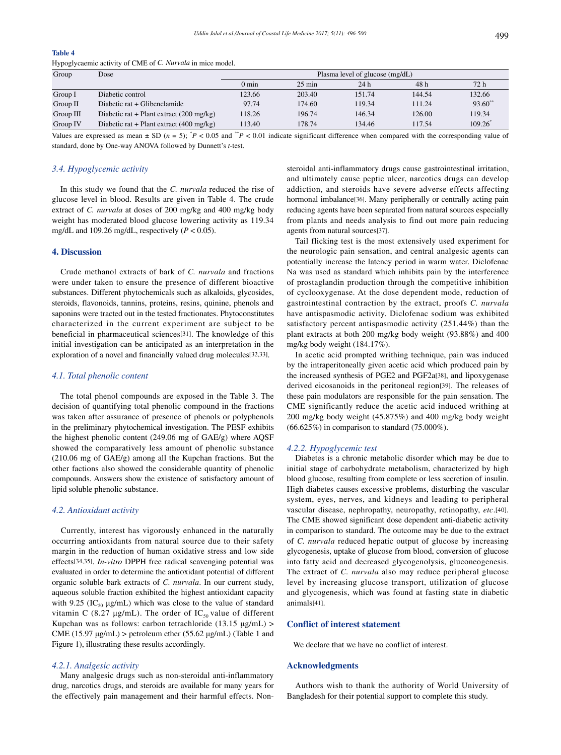**Table 4**

Hypoglycaemic activity of CME of *C. Nurvala* in mice model.

| Group | Dose | Plasma level of glucose (mg/dL) | | | | |
|---|---|---|---|---|---|---|
| | | 0 min | 25 min | 24 h | 48 h | 72 h |
| Group I | Diabetic control | 123.66 | 203.40 | 151.74 | 144.54 | 132.66 |
| Group II | Diabetic rat + Glibenclamide | 97.74 | 174.60 | 119.34 | 111.24 | 93.60** |
| Group III | Diabetic rat + Plant extract (200 mg/kg) | 118.26 | 196.74 | 146.34 | 126.00 | 119.34 |
| Group IV | Diabetic rat + Plant extract (400 mg/kg) | 113.40 | 178.74 | 134.46 | 117.54 | 109.26* |

Values are expressed as mean ± SD ($n = 5$); *$P < 0.05$ and **$P < 0.01$ indicate significant difference when compared with the corresponding value of standard, done by One-way ANOVA followed by Dunnett's *t*-test.

### *3.4. Hypoglycemic activity*

In this study we found that the *C. nurvala* reduced the rise of glucose level in blood. Results are given in Table 4. The crude extract of *C. nurvala* at doses of 200 mg/kg and 400 mg/kg body weight has moderated blood glucose lowering activity as 119.34 mg/dL and 109.26 mg/dL, respectively ($P < 0.05$).

## 4. Discussion

Crude methanol extracts of bark of *C. nurvala* and fractions were under taken to ensure the presence of different bioactive substances. Different phytochemicals such as alkaloids, glycosides, steroids, flavonoids, tannins, proteins, resins, quinine, phenols and saponins were tracted out in the tested fractionates. Phytoconstitutes characterized in the current experiment are subject to be beneficial in pharmaceutical sciences[31]. The knowledge of this initial investigation can be anticipated as an interpretation in the exploration of a novel and financially valued drug molecules[32,33].

### *4.1. Total phenolic content*

The total phenol compounds are exposed in the Table 3. The decision of quantifying total phenolic compound in the fractions was taken after assurance of presence of phenols or polyphenols in the preliminary phytochemical investigation. The PESF exhibits the highest phenolic content (249.06 mg of GAE/g) where AQSF showed the comparatively less amount of phenolic substance (210.06 mg of GAE/g) among all the Kupchan fractions. But the other factions also showed the considerable quantity of phenolic compounds. Answers show the existence of satisfactory amount of lipid soluble phenolic substance.

### *4.2. Antioxidant activity*

Currently, interest has vigorously enhanced in the naturally occurring antioxidants from natural source due to their safety margin in the reduction of human oxidative stress and low side effects[34,35]. *In-vitro* DPPH free radical scavenging potential was evaluated in order to determine the antioxidant potential of different organic soluble bark extracts of *C. nurvala*. In our current study, aqueous soluble fraction exhibited the highest antioxidant capacity with 9.25 ($IC_{50}$ μg/mL) which was close to the value of standard vitamin C (8.27 μg/mL). The order of $IC_{50}$ value of different Kupchan was as follows: carbon tetrachloride (13.15 μg/mL) > CME (15.97 μg/mL) > petroleum ether (55.62 μg/mL) (Table 1 and Figure 1), illustrating these results accordingly.

### *4.2.1. Analgesic activity*

Many analgesic drugs such as non-steroidal anti-inflammatory drug, narcotics drugs, and steroids are available for many years for the effectively pain management and their harmful effects. Non-steroidal anti-inflammatory drugs cause gastrointestinal irritation, and ultimately cause peptic ulcer, narcotics drugs can develop addiction, and steroids have severe adverse effects affecting hormonal imbalance[36]. Many peripherally or centrally acting pain reducing agents have been separated from natural sources especially from plants and needs analysis to find out more pain reducing agents from natural sources[37].

Tail flicking test is the most extensively used experiment for the neurologic pain sensation, and central analgesic agents can potentially increase the latency period in warm water. Diclofenac Na was used as standard which inhibits pain by the interference of prostaglandin production through the competitive inhibition of cyclooxygenase. At the dose dependent mode, reduction of gastrointestinal contraction by the extract, proofs *C. nurvala* have antispasmodic activity. Diclofenac sodium was exhibited satisfactory percent antispasmodic activity (251.44%) than the plant extracts at both 200 mg/kg body weight (93.88%) and 400 mg/kg body weight (184.17%).

In acetic acid prompted writhing technique, pain was induced by the intraperitoneally given acetic acid which produced pain by the increased synthesis of PGE2 and PGF2a[38], and lipoxygenase derived eicosanoids in the peritoneal region[39]. The releases of these pain modulators are responsible for the pain sensation. The CME significantly reduce the acetic acid induced writhing at 200 mg/kg body weight (45.875%) and 400 mg/kg body weight (66.625%) in comparison to standard (75.000%).

### *4.2.2. Hypoglycemic test*

Diabetes is a chronic metabolic disorder which may be due to initial stage of carbohydrate metabolism, characterized by high blood glucose, resulting from complete or less secretion of insulin. High diabetes causes excessive problems, disturbing the vascular system, eyes, nerves, and kidneys and leading to peripheral vascular disease, nephropathy, neuropathy, retinopathy, *etc*.[40]. The CME showed significant dose dependent anti-diabetic activity in comparison to standard. The outcome may be due to the extract of *C. nurvala* reduced hepatic output of glucose by increasing glycogenesis, uptake of glucose from blood, conversion of glucose into fatty acid and decreased glycogenolysis, gluconeogenesis. The extract of *C. nurvala* also may reduce peripheral glucose level by increasing glucose transport, utilization of glucose and glycogenesis, which was found at fasting state in diabetic animals[41].

## Conflict of interest statement

We declare that we have no conflict of interest.

## Acknowledgments

Authors wish to thank the authority of World University of Bangladesh for their potential support to complete this study.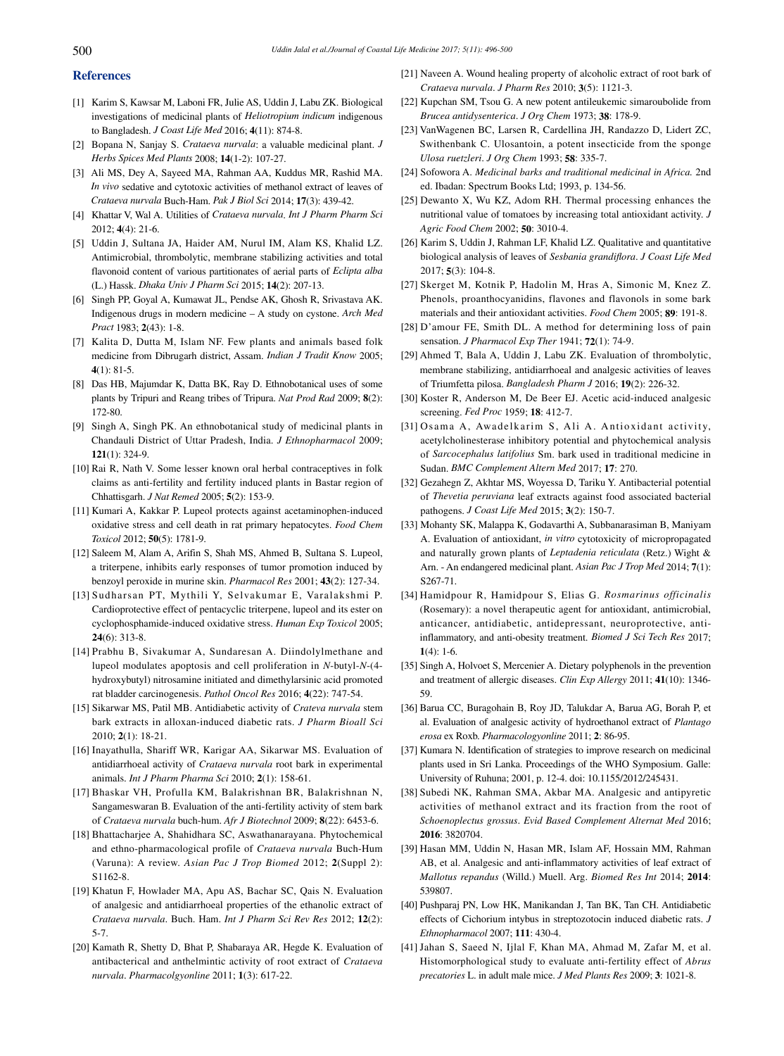## References

[1] Karim S, Kawsar M, Laboni FR, Julie AS, Uddin J, Labu ZK. Biological investigations of medicinal plants of *Heliotropium indicum* indigenous to Bangladesh. *J Coast Life Med* 2016; **4**(11): 874-8.

[2] Bopana N, Sanjay S. *Crataeva nurvala*: a valuable medicinal plant. *J Herbs Spices Med Plants* 2008; **14**(1-2): 107-27.

[3] Ali MS, Dey A, Sayeed MA, Rahman AA, Kuddus MR, Rashid MA. *In vivo* sedative and cytotoxic activities of methanol extract of leaves of *Crataeva nurvala* Buch-Ham. *Pak J Biol Sci* 2014; **17**(3): 439-42.

[4] Khattar V, Wal A. Utilities of *Crataeva nurvala*. *Int J Pharm Pharm Sci* 2012; **4**(4): 21-6.

[5] Uddin J, Sultana JA, Haider AM, Nurul IM, Alam KS, Khalid LZ. Antimicrobial, thrombolytic, membrane stabilizing activities and total flavonoid content of various partitionates of aerial parts of *Eclipta alba* (L.) Hassk. *Dhaka Univ J Pharm Sci* 2015; **14**(2): 207-13.

[6] Singh PP, Goyal A, Kumawat JL, Pendse AK, Ghosh R, Srivastava AK. Indigenous drugs in modern medicine – A study on cystone. *Arch Med Pract* 1983; **2**(43): 1-8.

[7] Kalita D, Dutta M, Islam NF. Few plants and animals based folk medicine from Dibrugarh district, Assam. *Indian J Tradit Know* 2005; **4**(1): 81-5.

[8] Das HB, Majumdar K, Datta BK, Ray D. Ethnobotanical uses of some plants by Tripuri and Reang tribes of Tripura. *Nat Prod Rad* 2009; **8**(2): 172-80.

[9] Singh A, Singh PK. An ethnobotanical study of medicinal plants in Chandauli District of Uttar Pradesh, India. *J Ethnopharmacol* 2009; **121**(1): 324-9.

[10] Rai R, Nath V. Some lesser known oral herbal contraceptives in folk claims as anti-fertility and fertility induced plants in Bastar region of Chhattisgarh. *J Nat Remed* 2005; **5**(2): 153-9.

[11] Kumari A, Kakkar P. Lupeol protects against acetaminophen-induced oxidative stress and cell death in rat primary hepatocytes. *Food Chem Toxicol* 2012; **50**(5): 1781-9.

[12] Saleem M, Alam A, Arifin S, Shah MS, Ahmed B, Sultana S. Lupeol, a triterpene, inhibits early responses of tumor promotion induced by benzoyl peroxide in murine skin. *Pharmacol Res* 2001; **43**(2): 127-34.

[13] Sudharsan PT, Mythili Y, Selvakumar E, Varalakshmi P. Cardioprotective effect of pentacyclic triterpene, lupeol and its ester on cyclophosphamide-induced oxidative stress. *Human Exp Toxicol* 2005; **24**(6): 313-8.

[14] Prabhu B, Sivakumar A, Sundaresan A. Diindolylmethane and lupeol modulates apoptosis and cell proliferation in *N*-butyl-*N*-(4-hydroxybutyl) nitrosamine initiated and dimethylarsinic acid promoted rat bladder carcinogenesis. *Pathol Oncol Res* 2016; **4**(22): 747-54.

[15] Sikarwar MS, Patil MB. Antidiabetic activity of *Crateva nurvala* stem bark extracts in alloxan-induced diabetic rats. *J Pharm Bioall Sci* 2010; **2**(1): 18-21.

[16] Inayathulla, Shariff WR, Karigar AA, Sikarwar MS. Evaluation of antidiarrhoeal activity of *Crataeva nurvala* root bark in experimental animals. *Int J Pharm Pharma Sci* 2010; **2**(1): 158-61.

[17] Bhaskar VH, Profulla KM, Balakrishnan BR, Balakrishnan N, Sangameswaran B. Evaluation of the anti-fertility activity of stem bark of *Crataeva nurvala* buch-hum. *Afr J Biotechnol* 2009; **8**(22): 6453-6.

[18] Bhattacharjee A, Shahidhara SC, Aswathanarayana. Phytochemical and ethno-pharmacological profile of *Crataeva nurvala* Buch-Hum (Varuna): A review. *Asian Pac J Trop Biomed* 2012; **2**(Suppl 2): S1162-8.

[19] Khatun F, Howlader MA, Apu AS, Bachar SC, Qais N. Evaluation of analgesic and antidiarrhoeal properties of the ethanolic extract of *Crataeva nurvala*. Buch. Ham. *Int J Pharm Sci Rev Res* 2012; **12**(2): 5-7.

[20] Kamath R, Shetty D, Bhat P, Shabaraya AR, Hegde K. Evaluation of antibacterial and anthelmintic activity of root extract of *Crataeva nurvala*. *Pharmacolgyonline* 2011; **1**(3): 617-22.

[21] Naveen A. Wound healing property of alcoholic extract of root bark of *Crataeva nurvala*. *J Pharm Res* 2010; **3**(5): 1121-3.

[22] Kupchan SM, Tsou G. A new potent antileukemic simaroubolide from *Brucea antidysenterica*. *J Org Chem* 1973; **38**: 178-9.

[23] VanWagenen BC, Larsen R, Cardellina JH, Randazzo D, Lidert ZC, Swithenbank C. Ulosantoin, a potent insecticide from the sponge *Ulosa ruetzleri*. *J Org Chem* 1993; **58**: 335-7.

[24] Sofowora A. *Medicinal barks and traditional medicinal in Africa.* 2nd ed. Ibadan: Spectrum Books Ltd; 1993, p. 134-56.

[25] Dewanto X, Wu KZ, Adom RH. Thermal processing enhances the nutritional value of tomatoes by increasing total antioxidant activity. *J Agric Food Chem* 2002; **50**: 3010-4.

[26] Karim S, Uddin J, Rahman LF, Khalid LZ. Qualitative and quantitative biological analysis of leaves of *Sesbania grandiflora*. *J Coast Life Med* 2017; **5**(3): 104-8.

[27] Skerget M, Kotnik P, Hadolin M, Hras A, Simonic M, Knez Z. Phenols, proanthocyanidins, flavones and flavonols in some bark materials and their antioxidant activities. *Food Chem* 2005; **89**: 191-8.

[28] D'amour FE, Smith DL. A method for determining loss of pain sensation. *J Pharmacol Exp Ther* 1941; **72**(1): 74-9.

[29] Ahmed T, Bala A, Uddin J, Labu ZK. Evaluation of thrombolytic, membrane stabilizing, antidiarrhoeal and analgesic activities of leaves of Triumfetta pilosa. *Bangladesh Pharm J* 2016; **19**(2): 226-32.

[30] Koster R, Anderson M, De Beer EJ. Acetic acid-induced analgesic screening. *Fed Proc* 1959; **18**: 412-7.

[31] Osama A, Awadelkarim S, Ali A. Antioxidant activity, acetylcholinesterase inhibitory potential and phytochemical analysis of *Sarcocephalus latifolius* Sm. bark used in traditional medicine in Sudan. *BMC Complement Altern Med* 2017; **17**: 270.

[32] Gezahegn Z, Akhtar MS, Woyessa D, Tariku Y. Antibacterial potential of *Thevetia peruviana* leaf extracts against food associated bacterial pathogens. *J Coast Life Med* 2015; **3**(2): 150-7.

[33] Mohanty SK, Malappa K, Godavarthi A, Subbanarasiman B, Maniyam A. Evaluation of antioxidant, *in vitro* cytotoxicity of micropropagated and naturally grown plants of *Leptadenia reticulata* (Retz.) Wight & Arn. - An endangered medicinal plant. *Asian Pac J Trop Med* 2014; **7**(1): S267-71.

[34] Hamidpour R, Hamidpour S, Elias G. *Rosmarinus officinalis* (Rosemary): a novel therapeutic agent for antioxidant, antimicrobial, anticancer, antidiabetic, antidepressant, neuroprotective, anti-inflammatory, and anti-obesity treatment. *Biomed J Sci Tech Res* 2017; **1**(4): 1-6.

[35] Singh A, Holvoet S, Mercenier A. Dietary polyphenols in the prevention and treatment of allergic diseases. *Clin Exp Allergy* 2011; **41**(10): 1346-59.

[36] Barua CC, Buragohain B, Roy JD, Talukdar A, Barua AG, Borah P, et al. Evaluation of analgesic activity of hydroethanol extract of *Plantago erosa* ex Roxb. *Pharmacologyonline* 2011; **2**: 86-95.

[37] Kumara N. Identification of strategies to improve research on medicinal plants used in Sri Lanka. Proceedings of the WHO Symposium. Galle: University of Ruhuna; 2001, p. 12-4. doi: 10.1155/2012/245431.

[38] Subedi NK, Rahman SMA, Akbar MA. Analgesic and antipyretic activities of methanol extract and its fraction from the root of *Schoenoplectus grossus*. *Evid Based Complement Alternat Med* 2016; **2016**: 3820704.

[39] Hasan MM, Uddin N, Hasan MR, Islam AF, Hossain MM, Rahman AB, et al. Analgesic and anti-inflammatory activities of leaf extract of *Mallotus repandus* (Willd.) Muell. Arg. *Biomed Res Int* 2014; **2014**: 539807.

[40] Pushparaj PN, Low HK, Manikandan J, Tan BK, Tan CH. Antidiabetic effects of Cichorium intybus in streptozotocin induced diabetic rats. *J Ethnopharmacol* 2007; **111**: 430-4.

[41] Jahan S, Saeed N, Ijlal F, Khan MA, Ahmad M, Zafar M, et al. Histomorphological study to evaluate anti-fertility effect of *Abrus precatories* L. in adult male mice. *J Med Plants Res* 2009; **3**: 1021-8.